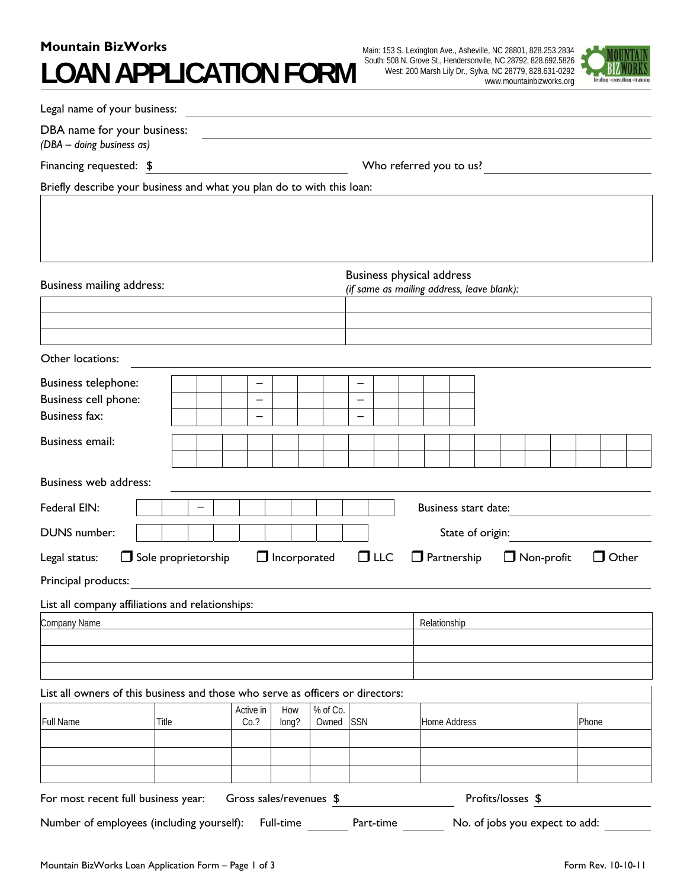**Mountain BizWorks**

# LOAN APPLICATION FORM

Main: 153 S. Lexington Ave., Asheville, NC 28801, 828.253.2834
South: 508 N. Grove St., Hendersonville, NC 28792, 828.692.5826
West: 200 Marsh Lily Dr., Sylva, NC 28779, 828.631-0292
www.mountainbizworks.org

Legal name of your business: ______________________________

DBA name for your business: ______________________________
*(DBA – doing business as)*

Financing requested: $ ______________ Who referred you to us? ______________

Briefly describe your business and what you plan do to with this loan:

| |
|---|
| |

| Business mailing address: | Business physical address *(if same as mailing address, leave blank):* |
|---|---|
| | |
| | |
| | |

Other locations: ______________________________

Business telephone: ___ ___ ___ – ___ ___ ___ – ___ ___ ___ ___

Business cell phone: ___ ___ ___ – ___ ___ ___ – ___ ___ ___ ___

Business fax: ___ ___ ___ – ___ ___ ___ – ___ ___ ___ ___

Business email: ______________________________

Business web address: ______________________________

Federal EIN: ___ ___ – ___ ___ ___ ___ ___ ___ ___ Business start date: ______________

DUNS number: ___ ___ ___ ___ ___ ___ ___ ___ ___ State of origin: ______________

Legal status: ☐ Sole proprietorship ☐ Incorporated ☐ LLC ☐ Partnership ☐ Non-profit ☐ Other

Principal products: ______________________________

List all company affiliations and relationships:

| Company Name | Relationship |
|---|---|
| | |
| | |
| | |

List all owners of this business and those who serve as officers or directors:

| Full Name | Title | Active in Co.? | How long? | % of Co. Owned | SSN | Home Address | Phone |
|---|---|---|---|---|---|---|---|
| | | | | | | | |
| | | | | | | | |
| | | | | | | | |

For most recent full business year: Gross sales/revenues $ ______________ Profits/losses $ ______________

Number of employees (including yourself): Full-time ________ Part-time ________ No. of jobs you expect to add: ________

Form Rev. 10-10-11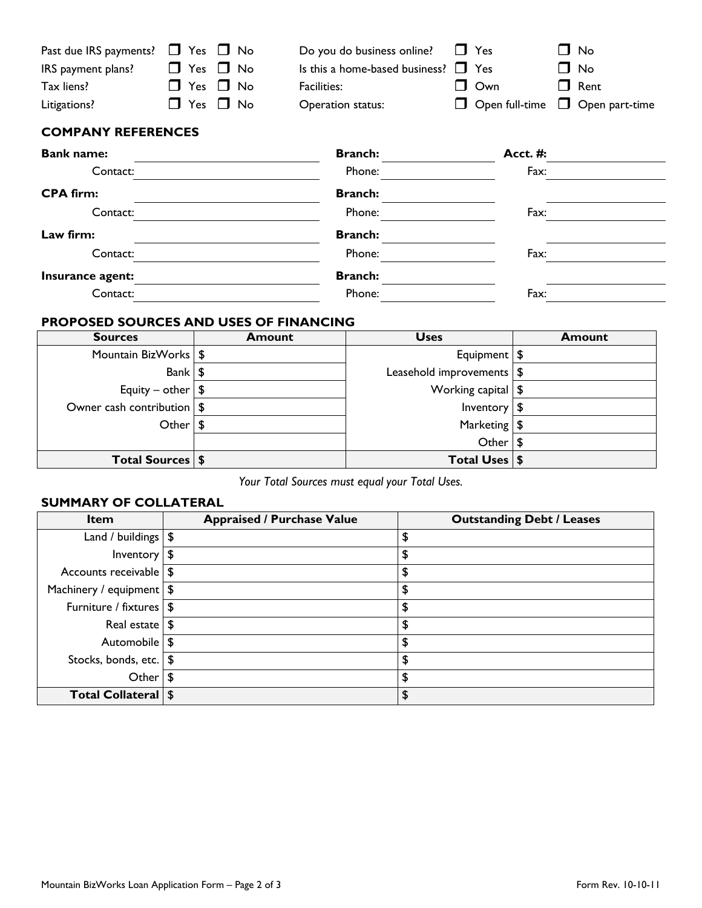| | | | | | |
|---|---|---|---|---|---|
| Past due IRS payments? | ☐ Yes ☐ No | Do you do business online? | ☐ Yes | ☐ No |
| IRS payment plans? | ☐ Yes ☐ No | Is this a home-based business? | ☐ Yes | ☐ No |
| Tax liens? | ☐ Yes ☐ No | Facilities: | ☐ Own | ☐ Rent |
| Litigations? | ☐ Yes ☐ No | Operation status: | ☐ Open full-time | ☐ Open part-time |

## COMPANY REFERENCES

**Bank name:** ____________________ **Branch:** ____________ **Acct. #:** ____________
Contact: ____________________ Phone: ____________ Fax: ____________

**CPA firm:** ____________________ **Branch:** ____________ ____________
Contact: ____________________ Phone: ____________ Fax: ____________

**Law firm:** ____________________ **Branch:** ____________ ____________
Contact: ____________________ Phone: ____________ Fax: ____________

**Insurance agent:** ____________________ **Branch:** ____________ ____________
Contact: ____________________ Phone: ____________ Fax: ____________

## PROPOSED SOURCES AND USES OF FINANCING

| Sources | Amount | Uses | Amount |
|---|---|---|---|
| Mountain BizWorks | $ | Equipment | $ |
| Bank | $ | Leasehold improvements | $ |
| Equity – other | $ | Working capital | $ |
| Owner cash contribution | $ | Inventory | $ |
| Other | $ | Marketing | $ |
| | | Other | $ |
| **Total Sources** | **$** | **Total Uses** | **$** |

*Your Total Sources must equal your Total Uses.*

## SUMMARY OF COLLATERAL

| Item | Appraised / Purchase Value | Outstanding Debt / Leases |
|---|---|---|
| Land / buildings | $ | $ |
| Inventory | $ | $ |
| Accounts receivable | $ | $ |
| Machinery / equipment | $ | $ |
| Furniture / fixtures | $ | $ |
| Real estate | $ | $ |
| Automobile | $ | $ |
| Stocks, bonds, etc. | $ | $ |
| Other | $ | $ |
| **Total Collateral** | $ | **$** |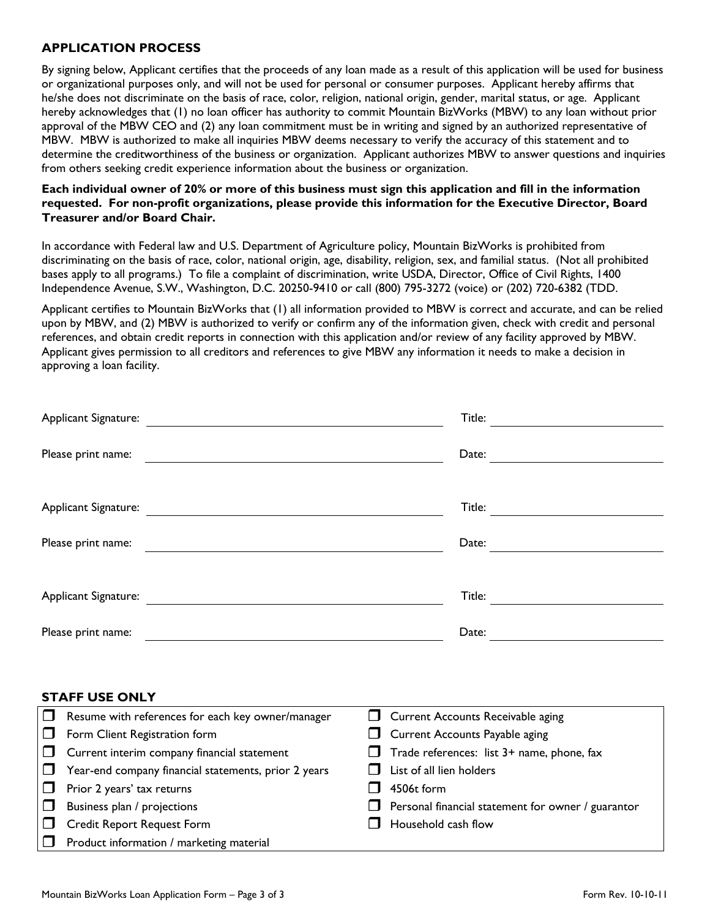## APPLICATION PROCESS

By signing below, Applicant certifies that the proceeds of any loan made as a result of this application will be used for business or organizational purposes only, and will not be used for personal or consumer purposes. Applicant hereby affirms that he/she does not discriminate on the basis of race, color, religion, national origin, gender, marital status, or age. Applicant hereby acknowledges that (1) no loan officer has authority to commit Mountain BizWorks (MBW) to any loan without prior approval of the MBW CEO and (2) any loan commitment must be in writing and signed by an authorized representative of MBW. MBW is authorized to make all inquiries MBW deems necessary to verify the accuracy of this statement and to determine the creditworthiness of the business or organization. Applicant authorizes MBW to answer questions and inquiries from others seeking credit experience information about the business or organization.

**Each individual owner of 20% or more of this business must sign this application and fill in the information requested. For non-profit organizations, please provide this information for the Executive Director, Board Treasurer and/or Board Chair.**

In accordance with Federal law and U.S. Department of Agriculture policy, Mountain BizWorks is prohibited from discriminating on the basis of race, color, national origin, age, disability, religion, sex, and familial status. (Not all prohibited bases apply to all programs.) To file a complaint of discrimination, write USDA, Director, Office of Civil Rights, 1400 Independence Avenue, S.W., Washington, D.C. 20250-9410 or call (800) 795-3272 (voice) or (202) 720-6382 (TDD.

Applicant certifies to Mountain BizWorks that (1) all information provided to MBW is correct and accurate, and can be relied upon by MBW, and (2) MBW is authorized to verify or confirm any of the information given, check with credit and personal references, and obtain credit reports in connection with this application and/or review of any facility approved by MBW. Applicant gives permission to all creditors and references to give MBW any information it needs to make a decision in approving a loan facility.

Applicant Signature: ______________________________ Title: ____________________

Please print name: ______________________________ Date: ____________________

Applicant Signature: ______________________________ Title: ____________________

Please print name: ______________________________ Date: ____________________

Applicant Signature: ______________________________ Title: ____________________

Please print name: ______________________________ Date: ____________________

### STAFF USE ONLY

| | |
|---|---|
| ☐ Resume with references for each key owner/manager | ☐ Current Accounts Receivable aging |
| ☐ Form Client Registration form | ☐ Current Accounts Payable aging |
| ☐ Current interim company financial statement | ☐ Trade references: list 3+ name, phone, fax |
| ☐ Year-end company financial statements, prior 2 years | ☐ List of all lien holders |
| ☐ Prior 2 years' tax returns | ☐ 4506t form |
| ☐ Business plan / projections | ☐ Personal financial statement for owner / guarantor |
| ☐ Credit Report Request Form | ☐ Household cash flow |
| ☐ Product information / marketing material | |